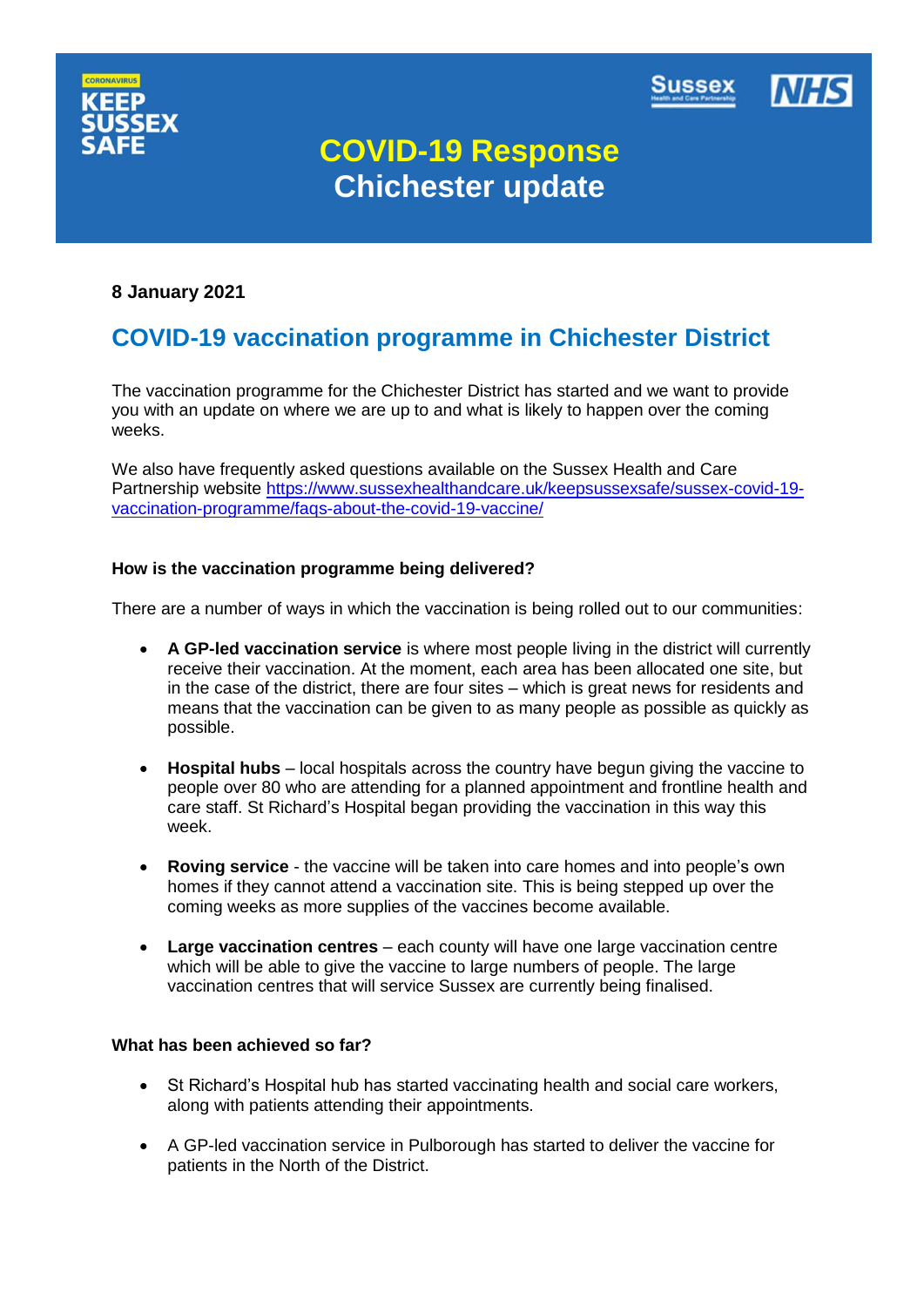# COVID-19 Response
## Chichester update

**8 January 2021**

## COVID-19 vaccination programme in Chichester District

The vaccination programme for the Chichester District has started and we want to provide you with an update on where we are up to and what is likely to happen over the coming weeks.

We also have frequently asked questions available on the Sussex Health and Care Partnership website https://www.sussexhealthandcare.uk/keepsussexsafe/sussex-covid-19-vaccination-programme/faqs-about-the-covid-19-vaccine/

**How is the vaccination programme being delivered?**

There are a number of ways in which the vaccination is being rolled out to our communities:

- **A GP-led vaccination service** is where most people living in the district will currently receive their vaccination. At the moment, each area has been allocated one site, but in the case of the district, there are four sites – which is great news for residents and means that the vaccination can be given to as many people as possible as quickly as possible.

- **Hospital hubs** – local hospitals across the country have begun giving the vaccine to people over 80 who are attending for a planned appointment and frontline health and care staff. St Richard's Hospital began providing the vaccination in this way this week.

- **Roving service** - the vaccine will be taken into care homes and into people's own homes if they cannot attend a vaccination site. This is being stepped up over the coming weeks as more supplies of the vaccines become available.

- **Large vaccination centres** – each county will have one large vaccination centre which will be able to give the vaccine to large numbers of people. The large vaccination centres that will service Sussex are currently being finalised.

**What has been achieved so far?**

- St Richard's Hospital hub has started vaccinating health and social care workers, along with patients attending their appointments.

- A GP-led vaccination service in Pulborough has started to deliver the vaccine for patients in the North of the District.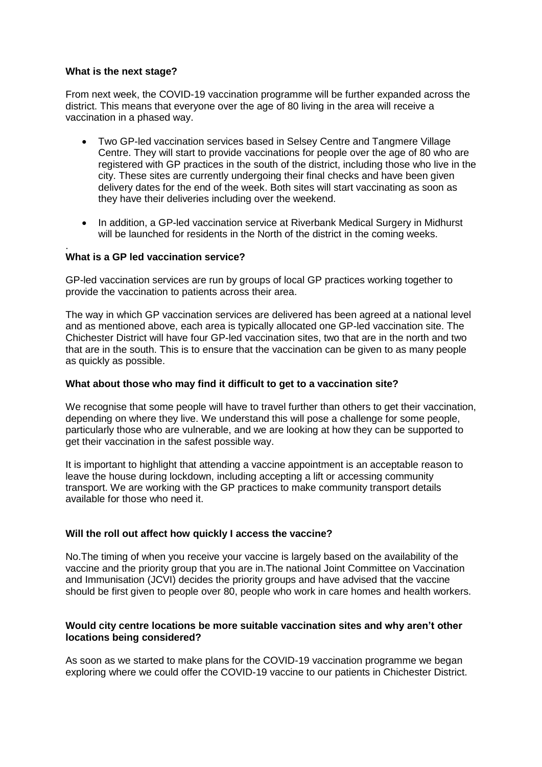**What is the next stage?**

From next week, the COVID-19 vaccination programme will be further expanded across the district. This means that everyone over the age of 80 living in the area will receive a vaccination in a phased way.

- Two GP-led vaccination services based in Selsey Centre and Tangmere Village Centre. They will start to provide vaccinations for people over the age of 80 who are registered with GP practices in the south of the district, including those who live in the city. These sites are currently undergoing their final checks and have been given delivery dates for the end of the week. Both sites will start vaccinating as soon as they have their deliveries including over the weekend.
- In addition, a GP-led vaccination service at Riverbank Medical Surgery in Midhurst will be launched for residents in the North of the district in the coming weeks.

.

**What is a GP led vaccination service?**

GP-led vaccination services are run by groups of local GP practices working together to provide the vaccination to patients across their area.

The way in which GP vaccination services are delivered has been agreed at a national level and as mentioned above, each area is typically allocated one GP-led vaccination site. The Chichester District will have four GP-led vaccination sites, two that are in the north and two that are in the south. This is to ensure that the vaccination can be given to as many people as quickly as possible.

**What about those who may find it difficult to get to a vaccination site?**

We recognise that some people will have to travel further than others to get their vaccination, depending on where they live. We understand this will pose a challenge for some people, particularly those who are vulnerable, and we are looking at how they can be supported to get their vaccination in the safest possible way.

It is important to highlight that attending a vaccine appointment is an acceptable reason to leave the house during lockdown, including accepting a lift or accessing community transport. We are working with the GP practices to make community transport details available for those who need it.

**Will the roll out affect how quickly I access the vaccine?**

No.The timing of when you receive your vaccine is largely based on the availability of the vaccine and the priority group that you are in.The national Joint Committee on Vaccination and Immunisation (JCVI) decides the priority groups and have advised that the vaccine should be first given to people over 80, people who work in care homes and health workers.

**Would city centre locations be more suitable vaccination sites and why aren't other locations being considered?**

As soon as we started to make plans for the COVID-19 vaccination programme we began exploring where we could offer the COVID-19 vaccine to our patients in Chichester District.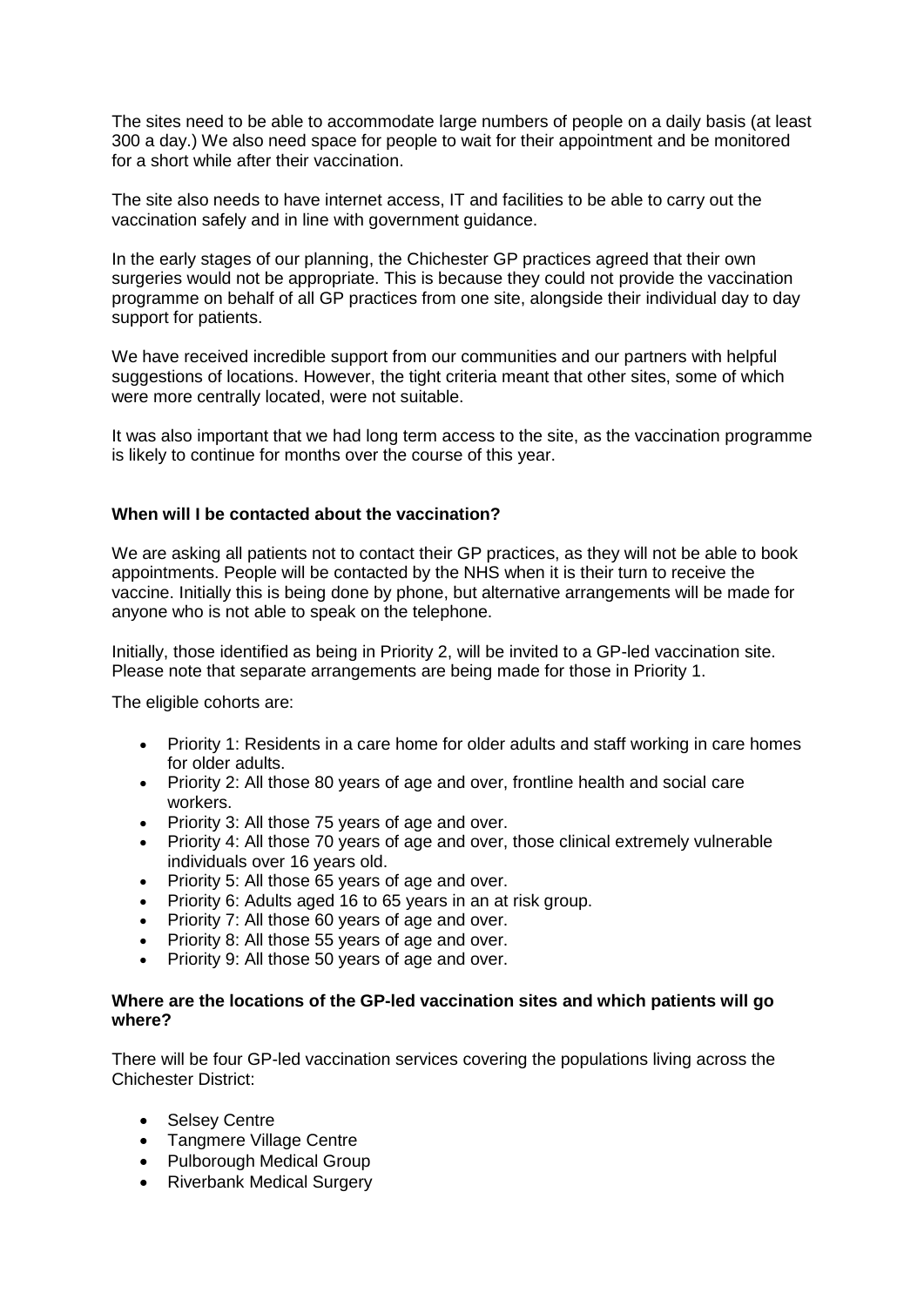The sites need to be able to accommodate large numbers of people on a daily basis (at least 300 a day.) We also need space for people to wait for their appointment and be monitored for a short while after their vaccination.

The site also needs to have internet access, IT and facilities to be able to carry out the vaccination safely and in line with government guidance.

In the early stages of our planning, the Chichester GP practices agreed that their own surgeries would not be appropriate. This is because they could not provide the vaccination programme on behalf of all GP practices from one site, alongside their individual day to day support for patients.

We have received incredible support from our communities and our partners with helpful suggestions of locations. However, the tight criteria meant that other sites, some of which were more centrally located, were not suitable.

It was also important that we had long term access to the site, as the vaccination programme is likely to continue for months over the course of this year.

**When will I be contacted about the vaccination?**

We are asking all patients not to contact their GP practices, as they will not be able to book appointments. People will be contacted by the NHS when it is their turn to receive the vaccine. Initially this is being done by phone, but alternative arrangements will be made for anyone who is not able to speak on the telephone.

Initially, those identified as being in Priority 2, will be invited to a GP-led vaccination site. Please note that separate arrangements are being made for those in Priority 1.

The eligible cohorts are:

- Priority 1: Residents in a care home for older adults and staff working in care homes for older adults.
- Priority 2: All those 80 years of age and over, frontline health and social care workers.
- Priority 3: All those 75 years of age and over.
- Priority 4: All those 70 years of age and over, those clinical extremely vulnerable individuals over 16 years old.
- Priority 5: All those 65 years of age and over.
- Priority 6: Adults aged 16 to 65 years in an at risk group.
- Priority 7: All those 60 years of age and over.
- Priority 8: All those 55 years of age and over.
- Priority 9: All those 50 years of age and over.

**Where are the locations of the GP-led vaccination sites and which patients will go where?**

There will be four GP-led vaccination services covering the populations living across the Chichester District:

- Selsey Centre
- Tangmere Village Centre
- Pulborough Medical Group
- Riverbank Medical Surgery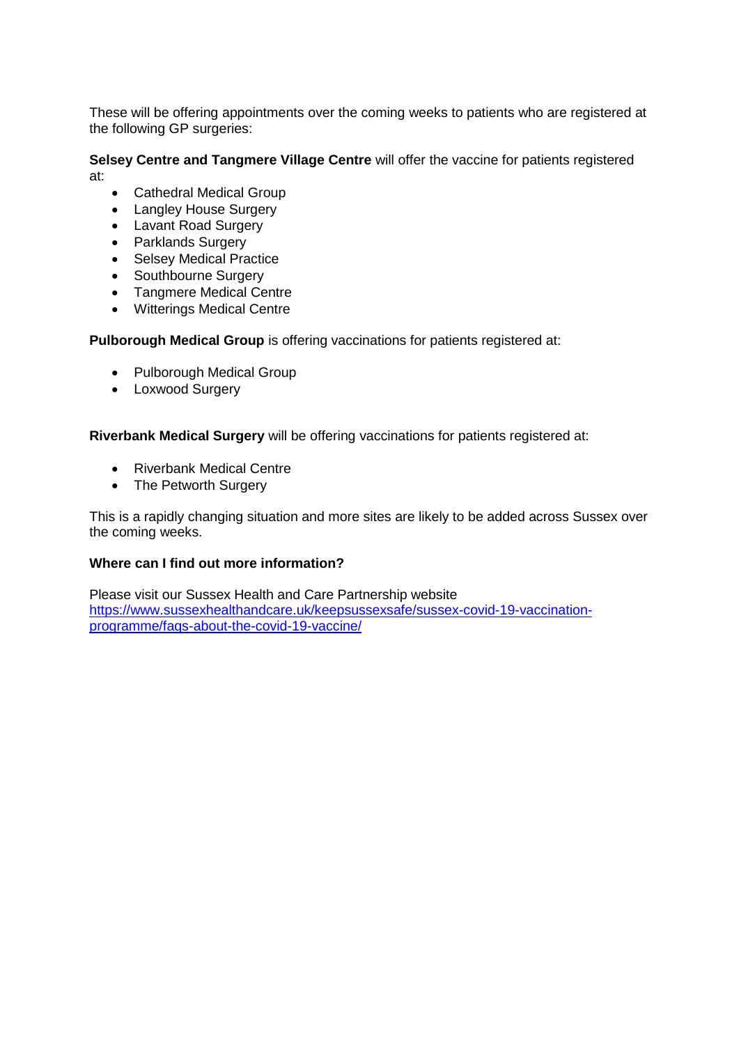These will be offering appointments over the coming weeks to patients who are registered at the following GP surgeries:

**Selsey Centre and Tangmere Village Centre** will offer the vaccine for patients registered at:

- Cathedral Medical Group
- Langley House Surgery
- Lavant Road Surgery
- Parklands Surgery
- Selsey Medical Practice
- Southbourne Surgery
- Tangmere Medical Centre
- Witterings Medical Centre

**Pulborough Medical Group** is offering vaccinations for patients registered at:

- Pulborough Medical Group
- Loxwood Surgery

**Riverbank Medical Surgery** will be offering vaccinations for patients registered at:

- Riverbank Medical Centre
- The Petworth Surgery

This is a rapidly changing situation and more sites are likely to be added across Sussex over the coming weeks.

**Where can I find out more information?**

Please visit our Sussex Health and Care Partnership website
https://www.sussexhealthandcare.uk/keepsussexsafe/sussex-covid-19-vaccination-programme/faqs-about-the-covid-19-vaccine/